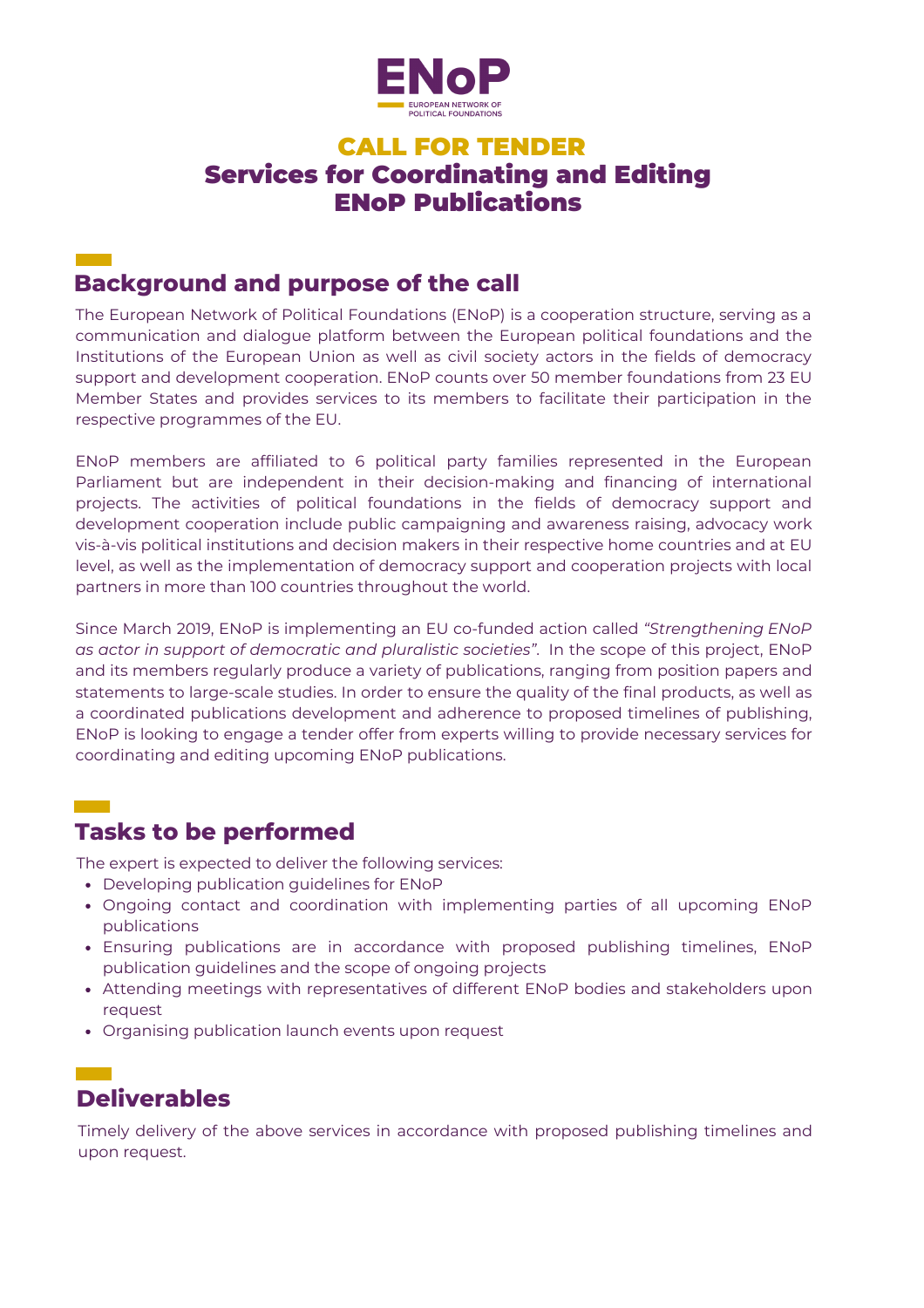ENoP

EUROPEAN NETWORK OF POLITICAL FOUNDATIONS

# CALL FOR TENDER
# Services for Coordinating and Editing ENoP Publications

## Background and purpose of the call

The European Network of Political Foundations (ENoP) is a cooperation structure, serving as a communication and dialogue platform between the European political foundations and the Institutions of the European Union as well as civil society actors in the fields of democracy support and development cooperation. ENoP counts over 50 member foundations from 23 EU Member States and provides services to its members to facilitate their participation in the respective programmes of the EU.

ENoP members are affiliated to 6 political party families represented in the European Parliament but are independent in their decision-making and financing of international projects. The activities of political foundations in the fields of democracy support and development cooperation include public campaigning and awareness raising, advocacy work vis-à-vis political institutions and decision makers in their respective home countries and at EU level, as well as the implementation of democracy support and cooperation projects with local partners in more than 100 countries throughout the world.

Since March 2019, ENoP is implementing an EU co-funded action called *"Strengthening ENoP as actor in support of democratic and pluralistic societies"*. In the scope of this project, ENoP and its members regularly produce a variety of publications, ranging from position papers and statements to large-scale studies. In order to ensure the quality of the final products, as well as a coordinated publications development and adherence to proposed timelines of publishing, ENoP is looking to engage a tender offer from experts willing to provide necessary services for coordinating and editing upcoming ENoP publications.

## Tasks to be performed

The expert is expected to deliver the following services:

- Developing publication guidelines for ENoP
- Ongoing contact and coordination with implementing parties of all upcoming ENoP publications
- Ensuring publications are in accordance with proposed publishing timelines, ENoP publication guidelines and the scope of ongoing projects
- Attending meetings with representatives of different ENoP bodies and stakeholders upon request
- Organising publication launch events upon request

## Deliverables

Timely delivery of the above services in accordance with proposed publishing timelines and upon request.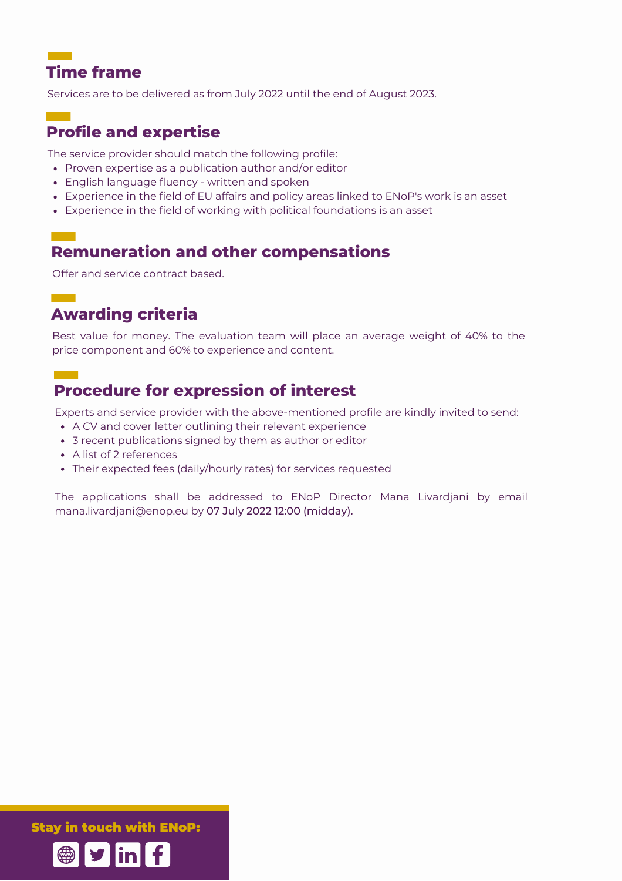## Time frame

Services are to be delivered as from July 2022 until the end of August 2023.

## Profile and expertise

The service provider should match the following profile:

- Proven expertise as a publication author and/or editor
- English language fluency - written and spoken
- Experience in the field of EU affairs and policy areas linked to ENoP's work is an asset
- Experience in the field of working with political foundations is an asset

## Remuneration and other compensations

Offer and service contract based.

## Awarding criteria

Best value for money. The evaluation team will place an average weight of 40% to the price component and 60% to experience and content.

## Procedure for expression of interest

Experts and service provider with the above-mentioned profile are kindly invited to send:

- A CV and cover letter outlining their relevant experience
- 3 recent publications signed by them as author or editor
- A list of 2 references
- Their expected fees (daily/hourly rates) for services requested

The applications shall be addressed to ENoP Director Mana Livardjani by email mana.livardjani@enop.eu by 07 July 2022 12:00 (midday).

**Stay in touch with ENoP:**